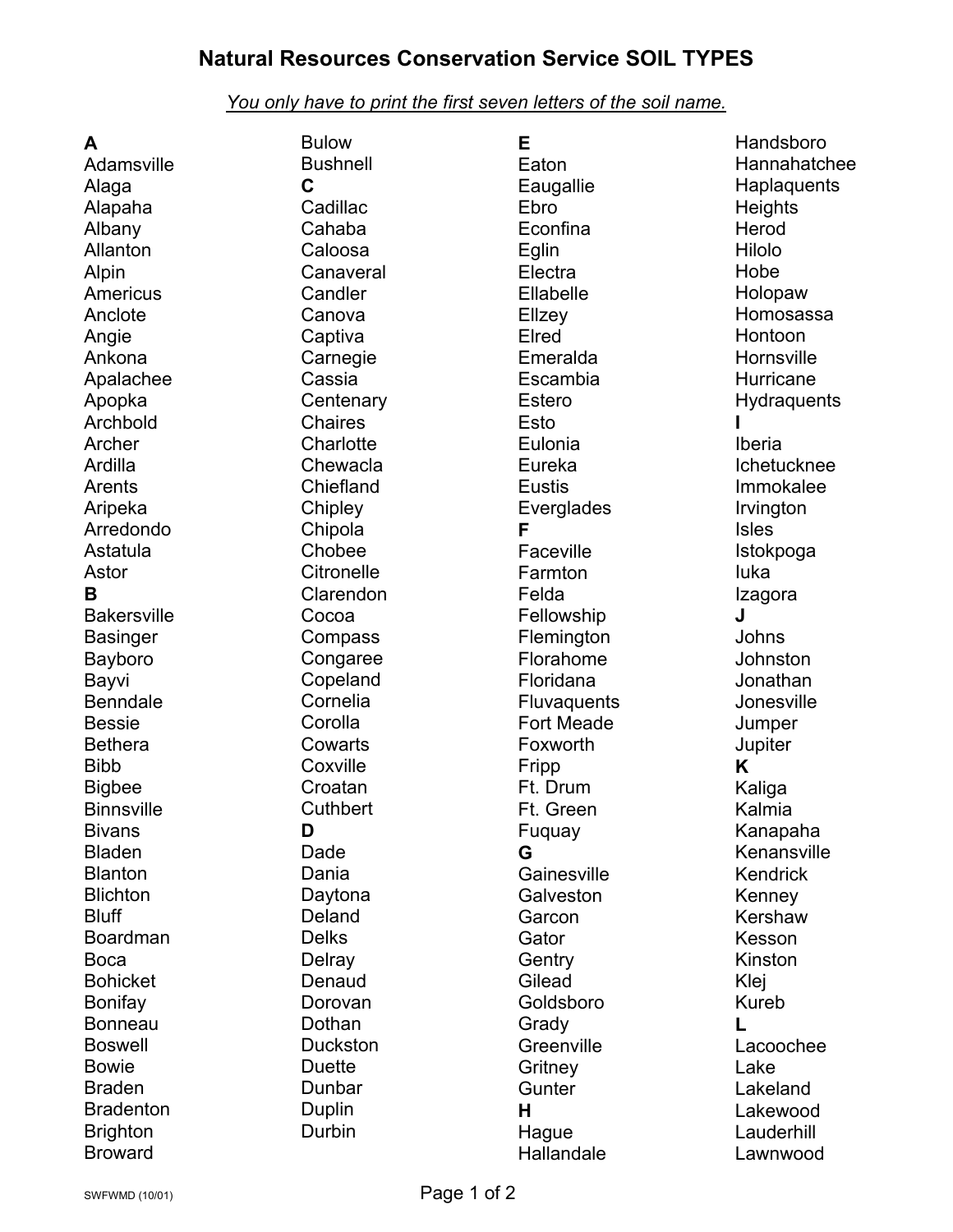# Natural Resources Conservation Service SOIL TYPES

*You only have to print the first seven letters of the soil name.*

**A**
Adamsville
Alaga
Alapaha
Albany
Allanton
Alpin
Americus
Anclote
Angie
Ankona
Apalachee
Apopka
Archbold
Archer
Ardilla
Arents
Aripeka
Arredondo
Astatula
Astor

**B**
Bakersville
Basinger
Bayboro
Bayvi
Benndale
Bessie
Bethera
Bibb
Bigbee
Binnsville
Bivans
Bladen
Blanton
Blichton
Bluff
Boardman
Boca
Bohicket
Bonifay
Bonneau
Boswell
Bowie
Braden
Bradenton
Brighton
Broward
Bulow
Bushnell

**C**
Cadillac
Cahaba
Caloosa
Canaveral
Candler
Canova
Captiva
Carnegie
Cassia
Centenary
Chaires
Charlotte
Chewacla
Chiefland
Chipley
Chipola
Chobee
Citronelle
Clarendon
Cocoa
Compass
Congaree
Copeland
Cornelia
Corolla
Cowarts
Coxville
Croatan
Cuthbert

**D**
Dade
Dania
Daytona
Deland
Delks
Delray
Denaud
Dorovan
Dothan
Duckston
Duette
Dunbar
Duplin
Durbin

**E**
Eaton
Eaugallie
Ebro
Econfina
Eglin
Electra
Ellabelle
Ellzey
Elred
Emeralda
Escambia
Estero
Esto
Eulonia
Eureka
Eustis
Everglades

**F**
Faceville
Farmton
Felda
Fellowship
Flemington
Florahome
Floridana
Fluvaquents
Fort Meade
Foxworth
Fripp
Ft. Drum
Ft. Green
Fuquay

**G**
Gainesville
Galveston
Garcon
Gator
Gentry
Gilead
Goldsboro
Grady
Greenville
Gritney
Gunter

**H**
Hague
Hallandale
Handsboro
Hannahatchee
Haplaquents
Heights
Herod
Hilolo
Hobe
Holopaw
Homosassa
Hontoon
Hornsville
Hurricane
Hydraquents

**I**
Iberia
Ichetucknee
Immokalee
Irvington
Isles
Istokpoga
Iuka
Izagora

**J**
Johns
Johnston
Jonathan
Jonesville
Jumper
Jupiter

**K**
Kaliga
Kalmia
Kanapaha
Kenansville
Kendrick
Kenney
Kershaw
Kesson
Kinston
Klej
Kureb

**L**
Lacoochee
Lake
Lakeland
Lakewood
Lauderhill
Lawnwood

SWFWMD (10/01)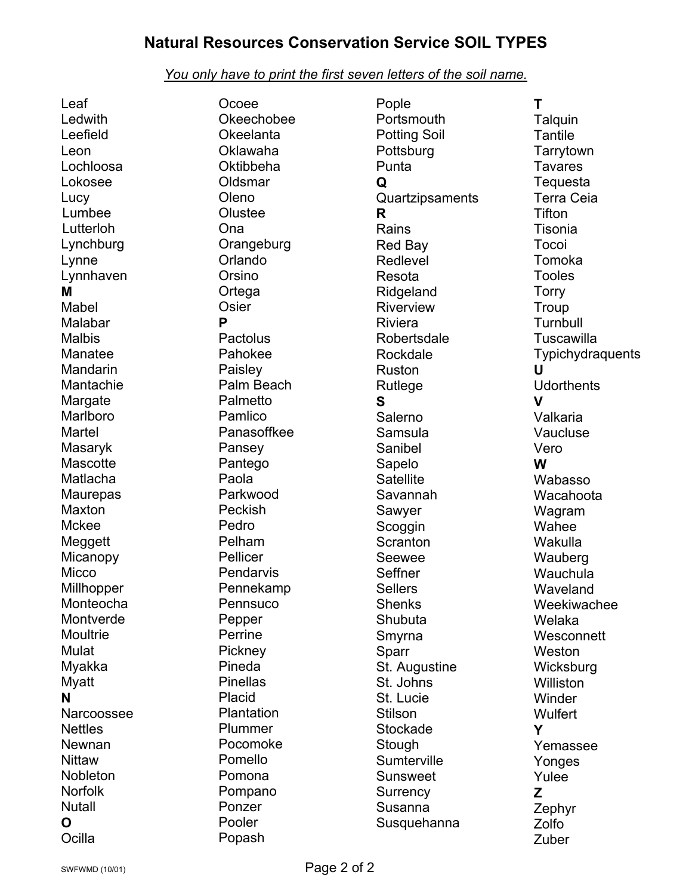# Natural Resources Conservation Service SOIL TYPES

*You only have to print the first seven letters of the soil name.*

Leaf
Ledwith
Leefield
Leon
Lochloosa
Lokosee
Lucy
Lumbee
Lutterloh
Lynchburg
Lynne
Lynnhaven

**M**

Mabel
Malabar
Malbis
Manatee
Mandarin
Mantachie
Margate
Marlboro
Martel
Masaryk
Mascotte
Matlacha
Maurepas
Maxton
Mckee
Meggett
Micanopy
Micco
Millhopper
Monteocha
Montverde
Moultrie
Mulat
Myakka
Myatt

**N**

Narcoossee
Nettles
Newnan
Nittaw
Nobleton
Norfolk
Nutall

**O**

Ocilla
Ocoee
Okeechobee
Okeelanta
Oklawaha
Oktibbeha
Oldsmar
Oleno
Olustee
Ona
Orangeburg
Orlando
Orsino
Ortega
Osier

**P**

Pactolus
Pahokee
Paisley
Palm Beach
Palmetto
Pamlico
Panasoffkee
Pansey
Pantego
Paola
Parkwood
Peckish
Pedro
Pelham
Pellicer
Pendarvis
Pennekamp
Pennsuco
Pepper
Perrine
Pickney
Pineda
Pinellas
Placid
Plantation
Plummer
Pocomoke
Pomello
Pomona
Pompano
Ponzer
Pooler
Popash
Pople
Portsmouth
Potting Soil
Pottsburg
Punta

**Q**

Quartzipsaments

**R**

Rains
Red Bay
Redlevel
Resota
Ridgeland
Riverview
Riviera
Robertsdale
Rockdale
Ruston
Rutlege

**S**

Salerno
Samsula
Sanibel
Sapelo
Satellite
Savannah
Sawyer
Scoggin
Scranton
Seewee
Seffner
Sellers
Shenks
Shubuta
Smyrna
Sparr
St. Augustine
St. Johns
St. Lucie
Stilson
Stockade
Stough
Sumterville
Sunsweet
Surrency
Susanna
Susquehanna

**T**

Talquin
Tantile
Tarrytown
Tavares
Tequesta
Terra Ceia
Tifton
Tisonia
Tocoi
Tomoka
Tooles
Torry
Troup
Turnbull
Tuscawilla
Typichydraquents

**U**

Udorthents

**V**

Valkaria
Vaucluse
Vero

**W**

Wabasso
Wacahoota
Wagram
Wahee
Wakulla
Wauberg
Wauchula
Waveland
Weekiwachee
Welaka
Wesconnett
Weston
Wicksburg
Williston
Winder
Wulfert

**Y**

Yemassee
Yonges
Yulee

**Z**

Zephyr
Zolfo
Zuber

SWFWMD (10/01)